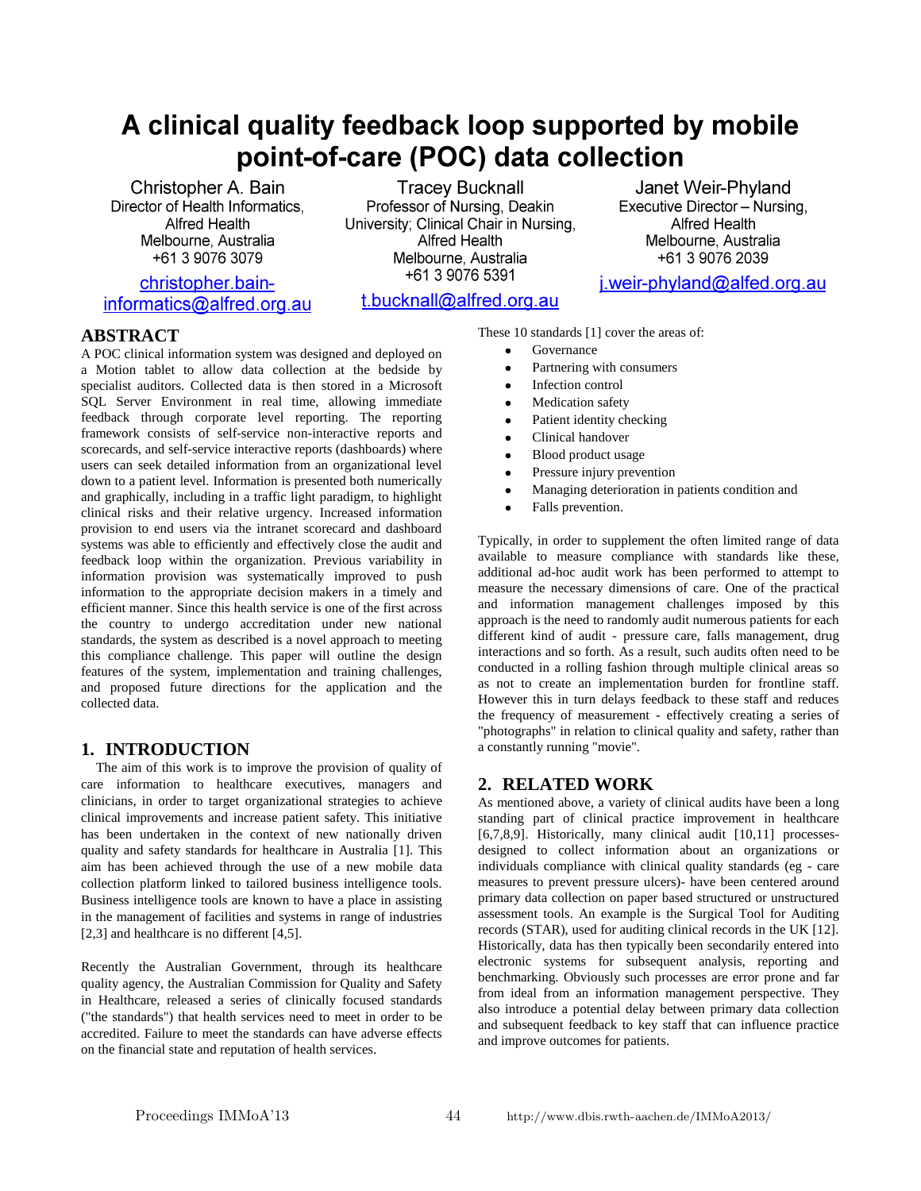# A clinical quality feedback loop supported by mobile point-of-care (POC) data collection

Christopher A. Bain
Director of Health Informatics, Alfred Health
Melbourne, Australia
+61 3 9076 3079
christopher.bain-informatics@alfred.org.au

Tracey Bucknall
Professor of Nursing, Deakin University; Clinical Chair in Nursing, Alfred Health
Melbourne, Australia
+61 3 9076 5391
t.bucknall@alfred.org.au

Janet Weir-Phyland
Executive Director – Nursing, Alfred Health
Melbourne, Australia
+61 3 9076 2039
j.weir-phyland@alfed.org.au

## ABSTRACT

A POC clinical information system was designed and deployed on a Motion tablet to allow data collection at the bedside by specialist auditors. Collected data is then stored in a Microsoft SQL Server Environment in real time, allowing immediate feedback through corporate level reporting. The reporting framework consists of self-service non-interactive reports and scorecards, and self-service interactive reports (dashboards) where users can seek detailed information from an organizational level down to a patient level. Information is presented both numerically and graphically, including in a traffic light paradigm, to highlight clinical risks and their relative urgency. Increased information provision to end users via the intranet scorecard and dashboard systems was able to efficiently and effectively close the audit and feedback loop within the organization. Previous variability in information provision was systematically improved to push information to the appropriate decision makers in a timely and efficient manner. Since this health service is one of the first across the country to undergo accreditation under new national standards, the system as described is a novel approach to meeting this compliance challenge. This paper will outline the design features of the system, implementation and training challenges, and proposed future directions for the application and the collected data.

## 1. INTRODUCTION

The aim of this work is to improve the provision of quality of care information to healthcare executives, managers and clinicians, in order to target organizational strategies to achieve clinical improvements and increase patient safety. This initiative has been undertaken in the context of new nationally driven quality and safety standards for healthcare in Australia [1]. This aim has been achieved through the use of a new mobile data collection platform linked to tailored business intelligence tools. Business intelligence tools are known to have a place in assisting in the management of facilities and systems in range of industries [2,3] and healthcare is no different [4,5].

Recently the Australian Government, through its healthcare quality agency, the Australian Commission for Quality and Safety in Healthcare, released a series of clinically focused standards ("the standards") that health services need to meet in order to be accredited. Failure to meet the standards can have adverse effects on the financial state and reputation of health services.

These 10 standards [1] cover the areas of:

- Governance
- Partnering with consumers
- Infection control
- Medication safety
- Patient identity checking
- Clinical handover
- Blood product usage
- Pressure injury prevention
- Managing deterioration in patients condition and
- Falls prevention.

Typically, in order to supplement the often limited range of data available to measure compliance with standards like these, additional ad-hoc audit work has been performed to attempt to measure the necessary dimensions of care. One of the practical and information management challenges imposed by this approach is the need to randomly audit numerous patients for each different kind of audit - pressure care, falls management, drug interactions and so forth. As a result, such audits often need to be conducted in a rolling fashion through multiple clinical areas so as not to create an implementation burden for frontline staff. However this in turn delays feedback to these staff and reduces the frequency of measurement - effectively creating a series of "photographs" in relation to clinical quality and safety, rather than a constantly running "movie".

## 2. RELATED WORK

As mentioned above, a variety of clinical audits have been a long standing part of clinical practice improvement in healthcare [6,7,8,9]. Historically, many clinical audit [10,11] processes- designed to collect information about an organizations or individuals compliance with clinical quality standards (eg - care measures to prevent pressure ulcers)- have been centered around primary data collection on paper based structured or unstructured assessment tools. An example is the Surgical Tool for Auditing records (STAR), used for auditing clinical records in the UK [12]. Historically, data has then typically been secondarily entered into electronic systems for subsequent analysis, reporting and benchmarking. Obviously such processes are error prone and far from ideal from an information management perspective. They also introduce a potential delay between primary data collection and subsequent feedback to key staff that can influence practice and improve outcomes for patients.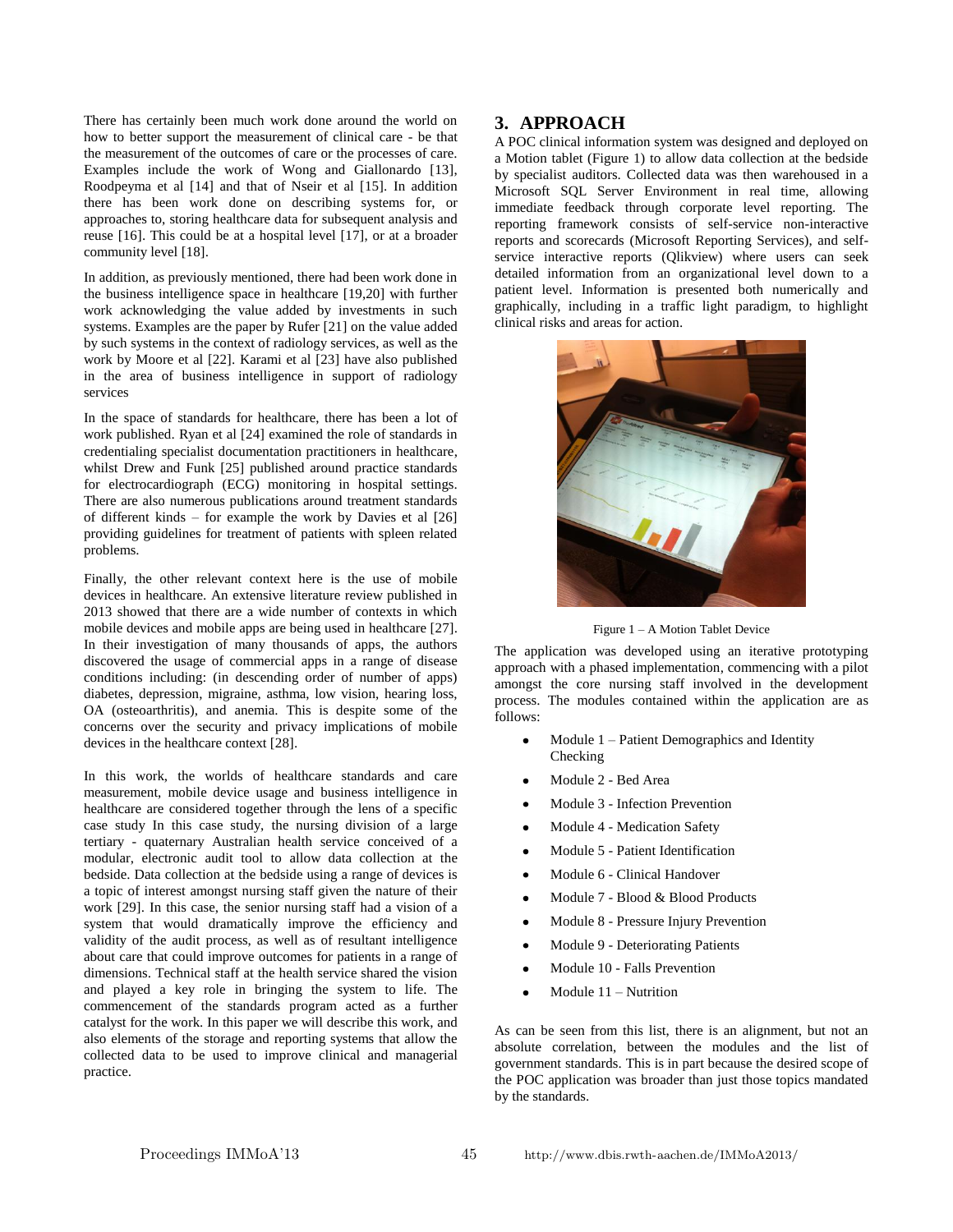There has certainly been much work done around the world on how to better support the measurement of clinical care - be that the measurement of the outcomes of care or the processes of care. Examples include the work of Wong and Giallonardo [13], Roodpeyma et al [14] and that of Nseir et al [15]. In addition there has been work done on describing systems for, or approaches to, storing healthcare data for subsequent analysis and reuse [16]. This could be at a hospital level [17], or at a broader community level [18].

In addition, as previously mentioned, there had been work done in the business intelligence space in healthcare [19,20] with further work acknowledging the value added by investments in such systems. Examples are the paper by Rufer [21] on the value added by such systems in the context of radiology services, as well as the work by Moore et al [22]. Karami et al [23] have also published in the area of business intelligence in support of radiology services

In the space of standards for healthcare, there has been a lot of work published. Ryan et al [24] examined the role of standards in credentialing specialist documentation practitioners in healthcare, whilst Drew and Funk [25] published around practice standards for electrocardiograph (ECG) monitoring in hospital settings. There are also numerous publications around treatment standards of different kinds – for example the work by Davies et al [26] providing guidelines for treatment of patients with spleen related problems.

Finally, the other relevant context here is the use of mobile devices in healthcare. An extensive literature review published in 2013 showed that there are a wide number of contexts in which mobile devices and mobile apps are being used in healthcare [27]. In their investigation of many thousands of apps, the authors discovered the usage of commercial apps in a range of disease conditions including: (in descending order of number of apps) diabetes, depression, migraine, asthma, low vision, hearing loss, OA (osteoarthritis), and anemia. This is despite some of the concerns over the security and privacy implications of mobile devices in the healthcare context [28].

In this work, the worlds of healthcare standards and care measurement, mobile device usage and business intelligence in healthcare are considered together through the lens of a specific case study In this case study, the nursing division of a large tertiary - quaternary Australian health service conceived of a modular, electronic audit tool to allow data collection at the bedside. Data collection at the bedside using a range of devices is a topic of interest amongst nursing staff given the nature of their work [29]. In this case, the senior nursing staff had a vision of a system that would dramatically improve the efficiency and validity of the audit process, as well as of resultant intelligence about care that could improve outcomes for patients in a range of dimensions. Technical staff at the health service shared the vision and played a key role in bringing the system to life. The commencement of the standards program acted as a further catalyst for the work. In this paper we will describe this work, and also elements of the storage and reporting systems that allow the collected data to be used to improve clinical and managerial practice.

## 3. APPROACH

A POC clinical information system was designed and deployed on a Motion tablet (Figure 1) to allow data collection at the bedside by specialist auditors. Collected data was then warehoused in a Microsoft SQL Server Environment in real time, allowing immediate feedback through corporate level reporting. The reporting framework consists of self-service non-interactive reports and scorecards (Microsoft Reporting Services), and self-service interactive reports (Qlikview) where users can seek detailed information from an organizational level down to a patient level. Information is presented both numerically and graphically, including in a traffic light paradigm, to highlight clinical risks and areas for action.

Figure 1 – A Motion Tablet Device

The application was developed using an iterative prototyping approach with a phased implementation, commencing with a pilot amongst the core nursing staff involved in the development process. The modules contained within the application are as follows:

- Module 1 – Patient Demographics and Identity Checking
- Module 2 - Bed Area
- Module 3 - Infection Prevention
- Module 4 - Medication Safety
- Module 5 - Patient Identification
- Module 6 - Clinical Handover
- Module 7 - Blood & Blood Products
- Module 8 - Pressure Injury Prevention
- Module 9 - Deteriorating Patients
- Module 10 - Falls Prevention
- Module 11 – Nutrition

As can be seen from this list, there is an alignment, but not an absolute correlation, between the modules and the list of government standards. This is in part because the desired scope of the POC application was broader than just those topics mandated by the standards.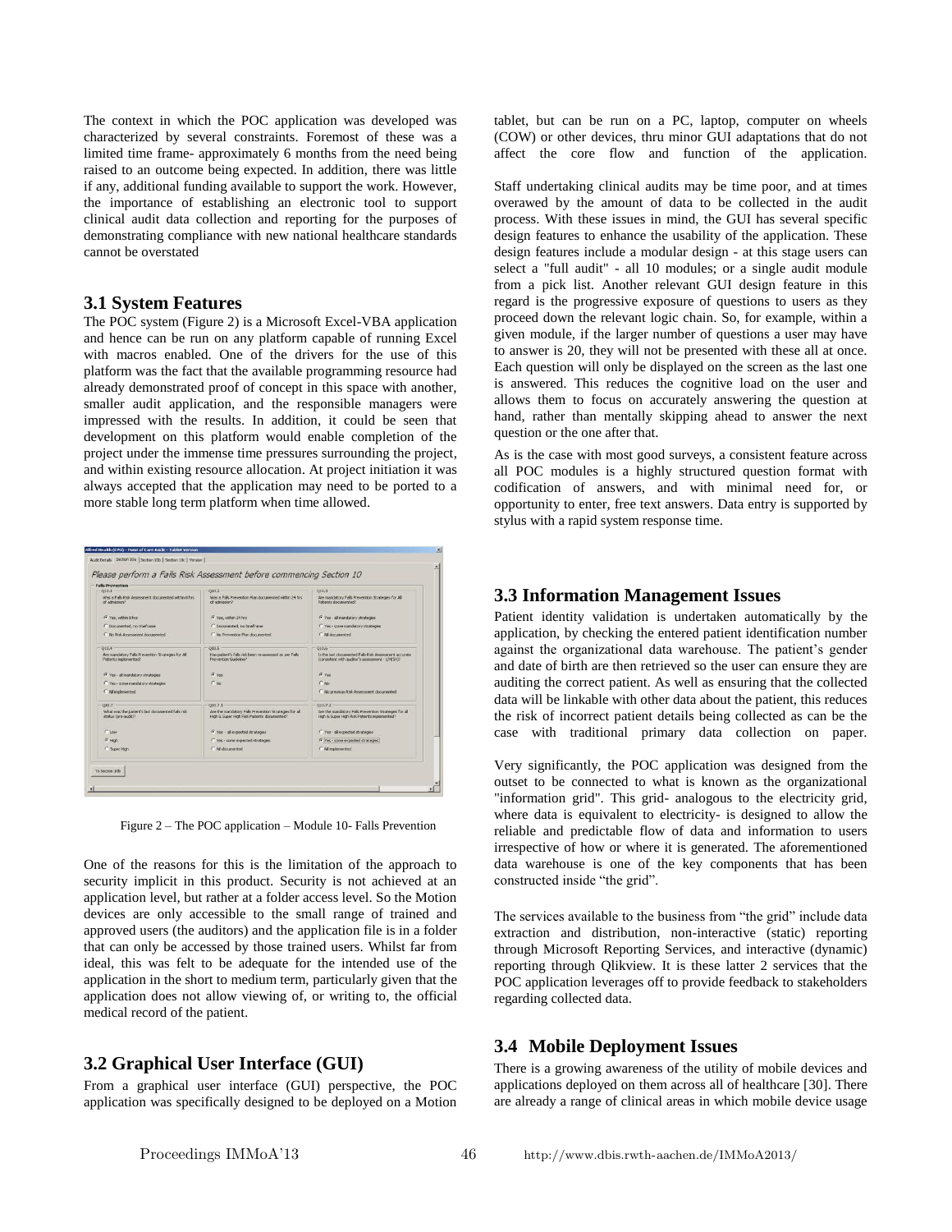The context in which the POC application was developed was characterized by several constraints. Foremost of these was a limited time frame- approximately 6 months from the need being raised to an outcome being expected. In addition, there was little if any, additional funding available to support the work. However, the importance of establishing an electronic tool to support clinical audit data collection and reporting for the purposes of demonstrating compliance with new national healthcare standards cannot be overstated

### 3.1 System Features

The POC system (Figure 2) is a Microsoft Excel-VBA application and hence can be run on any platform capable of running Excel with macros enabled. One of the drivers for the use of this platform was the fact that the available programming resource had already demonstrated proof of concept in this space with another, smaller audit application, and the responsible managers were impressed with the results. In addition, it could be seen that development on this platform would enable completion of the project under the immense time pressures surrounding the project, and within existing resource allocation. At project initiation it was always accepted that the application may need to be ported to a more stable long term platform when time allowed.

Figure 2 – The POC application – Module 10- Falls Prevention

One of the reasons for this is the limitation of the approach to security implicit in this product. Security is not achieved at an application level, but rather at a folder access level. So the Motion devices are only accessible to the small range of trained and approved users (the auditors) and the application file is in a folder that can only be accessed by those trained users. Whilst far from ideal, this was felt to be adequate for the intended use of the application in the short to medium term, particularly given that the application does not allow viewing of, or writing to, the official medical record of the patient.

### 3.2 Graphical User Interface (GUI)

From a graphical user interface (GUI) perspective, the POC application was specifically designed to be deployed on a Motion tablet, but can be run on a PC, laptop, computer on wheels (COW) or other devices, thru minor GUI adaptations that do not affect the core flow and function of the application.

Staff undertaking clinical audits may be time poor, and at times overawed by the amount of data to be collected in the audit process. With these issues in mind, the GUI has several specific design features to enhance the usability of the application. These design features include a modular design - at this stage users can select a "full audit" - all 10 modules; or a single audit module from a pick list. Another relevant GUI design feature in this regard is the progressive exposure of questions to users as they proceed down the relevant logic chain. So, for example, within a given module, if the larger number of questions a user may have to answer is 20, they will not be presented with these all at once. Each question will only be displayed on the screen as the last one is answered. This reduces the cognitive load on the user and allows them to focus on accurately answering the question at hand, rather than mentally skipping ahead to answer the next question or the one after that.

As is the case with most good surveys, a consistent feature across all POC modules is a highly structured question format with codification of answers, and with minimal need for, or opportunity to enter, free text answers. Data entry is supported by stylus with a rapid system response time.

### 3.3 Information Management Issues

Patient identity validation is undertaken automatically by the application, by checking the entered patient identification number against the organizational data warehouse. The patient's gender and date of birth are then retrieved so the user can ensure they are auditing the correct patient. As well as ensuring that the collected data will be linkable with other data about the patient, this reduces the risk of incorrect patient details being collected as can be the case with traditional primary data collection on paper.

Very significantly, the POC application was designed from the outset to be connected to what is known as the organizational "information grid". This grid- analogous to the electricity grid, where data is equivalent to electricity- is designed to allow the reliable and predictable flow of data and information to users irrespective of how or where it is generated. The aforementioned data warehouse is one of the key components that has been constructed inside "the grid".

The services available to the business from "the grid" include data extraction and distribution, non-interactive (static) reporting through Microsoft Reporting Services, and interactive (dynamic) reporting through Qlikview. It is these latter 2 services that the POC application leverages off to provide feedback to stakeholders regarding collected data.

### 3.4 Mobile Deployment Issues

There is a growing awareness of the utility of mobile devices and applications deployed on them across all of healthcare [30]. There are already a range of clinical areas in which mobile device usage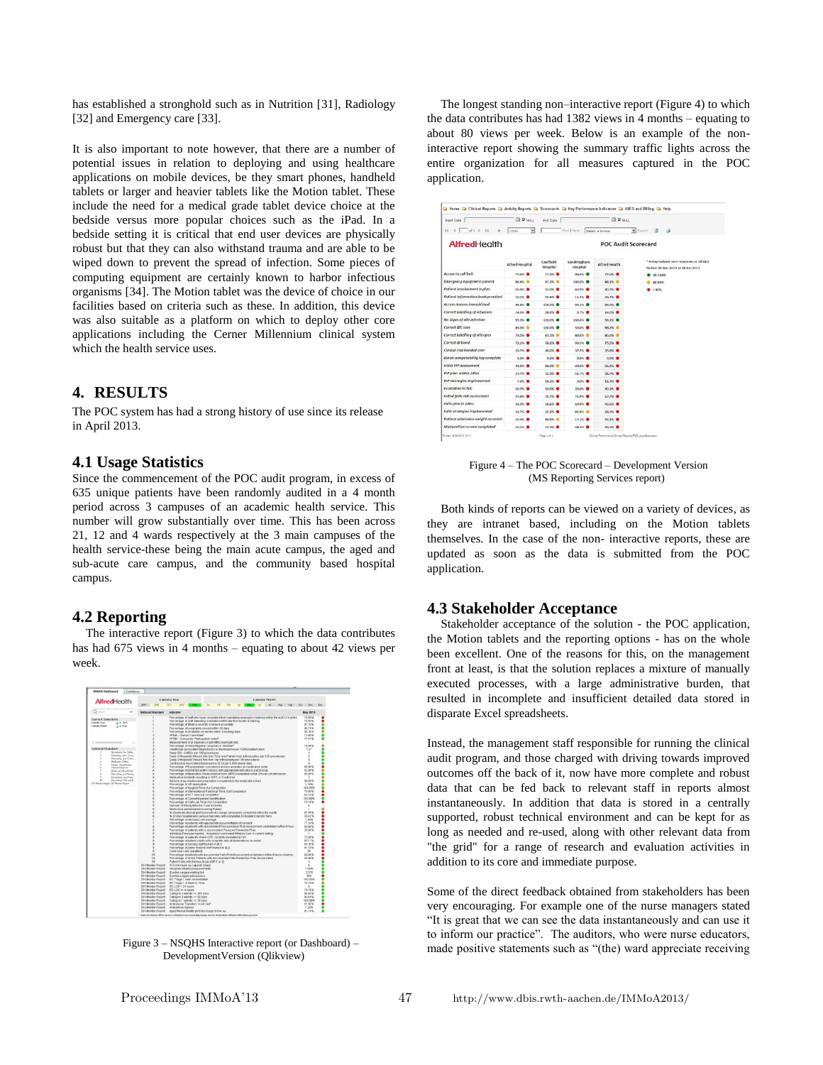has established a stronghold such as in Nutrition [31], Radiology [32] and Emergency care [33].

It is also important to note however, that there are a number of potential issues in relation to deploying and using healthcare applications on mobile devices, be they smart phones, handheld tablets or larger and heavier tablets like the Motion tablet. These include the need for a medical grade tablet device choice at the bedside versus more popular choices such as the iPad. In a bedside setting it is critical that end user devices are physically robust but that they can also withstand trauma and are able to be wiped down to prevent the spread of infection. Some pieces of computing equipment are certainly known to harbor infectious organisms [34]. The Motion tablet was the device of choice in our facilities based on criteria such as these. In addition, this device was also suitable as a platform on which to deploy other core applications including the Cerner Millennium clinical system which the health service uses.

## 4. RESULTS

The POC system has had a strong history of use since its release in April 2013.

### 4.1 Usage Statistics

Since the commencement of the POC audit program, in excess of 635 unique patients have been randomly audited in a 4 month period across 3 campuses of an academic health service. This number will grow substantially over time. This has been across 21, 12 and 4 wards respectively at the 3 main campuses of the health service-these being the main acute campus, the aged and sub-acute care campus, and the community based hospital campus.

### 4.2 Reporting

The interactive report (Figure 3) to which the data contributes has had 675 views in 4 months – equating to about 42 views per week.

Figure 3 – NSQHS Interactive report (or Dashboard) – DevelopmentVersion (Qlikview)

The longest standing non–interactive report (Figure 4) to which the data contributes has had 1382 views in 4 months – equating to about 80 views per week. Below is an example of the non-interactive report showing the summary traffic lights across the entire organization for all measures captured in the POC application.

Figure 4 – The POC Scorecard – Development Version (MS Reporting Services report)

Both kinds of reports can be viewed on a variety of devices, as they are intranet based, including on the Motion tablets themselves. In the case of the non- interactive reports, these are updated as soon as the data is submitted from the POC application.

### 4.3 Stakeholder Acceptance

Stakeholder acceptance of the solution - the POC application, the Motion tablets and the reporting options - has on the whole been excellent. One of the reasons for this, on the management front at least, is that the solution replaces a mixture of manually executed processes, with a large administrative burden, that resulted in incomplete and insufficient detailed data stored in disparate Excel spreadsheets.

Instead, the management staff responsible for running the clinical audit program, and those charged with driving towards improved outcomes off the back of it, now have more complete and robust data that can be fed back to relevant staff in reports almost instantaneously. In addition that data is stored in a centrally supported, robust technical environment and can be kept for as long as needed and re-used, along with other relevant data from "the grid" for a range of research and evaluation activities in addition to its core and immediate purpose.

Some of the direct feedback obtained from stakeholders has been very encouraging. For example one of the nurse managers stated "It is great that we can see the data instantaneously and can use it to inform our practice". The auditors, who were nurse educators, made positive statements such as "(the) ward appreciate receiving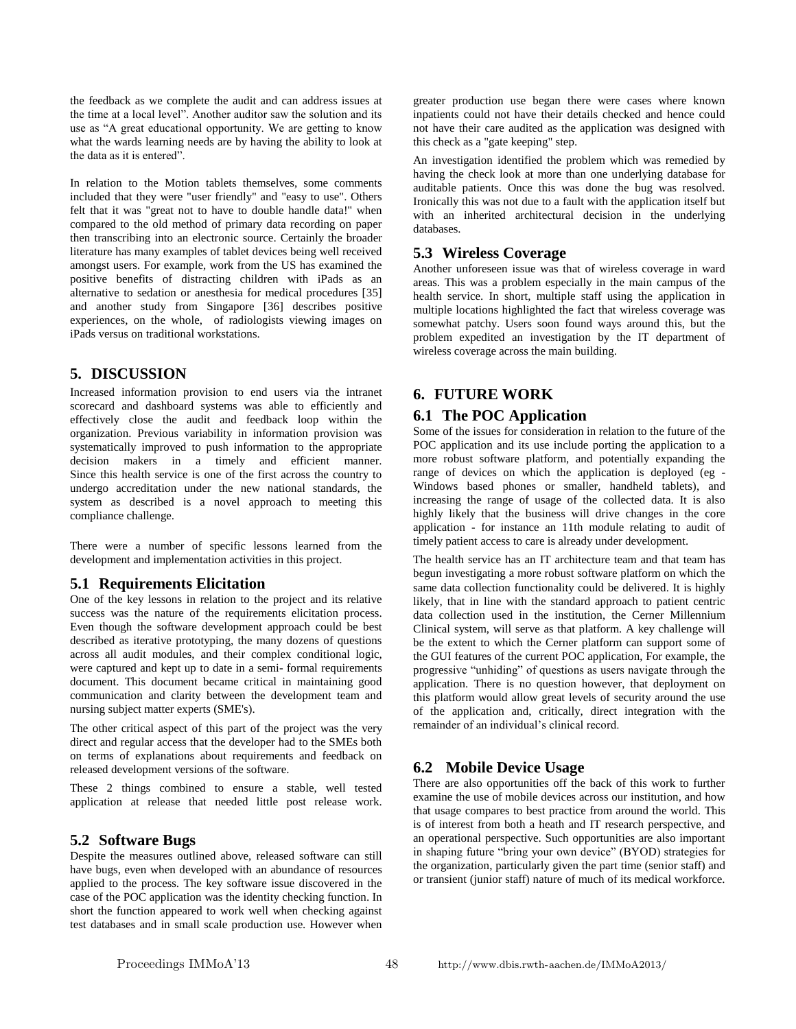the feedback as we complete the audit and can address issues at the time at a local level". Another auditor saw the solution and its use as "A great educational opportunity. We are getting to know what the wards learning needs are by having the ability to look at the data as it is entered".

In relation to the Motion tablets themselves, some comments included that they were "user friendly" and "easy to use". Others felt that it was "great not to have to double handle data!" when compared to the old method of primary data recording on paper then transcribing into an electronic source. Certainly the broader literature has many examples of tablet devices being well received amongst users. For example, work from the US has examined the positive benefits of distracting children with iPads as an alternative to sedation or anesthesia for medical procedures [35] and another study from Singapore [36] describes positive experiences, on the whole, of radiologists viewing images on iPads versus on traditional workstations.

## 5. DISCUSSION

Increased information provision to end users via the intranet scorecard and dashboard systems was able to efficiently and effectively close the audit and feedback loop within the organization. Previous variability in information provision was systematically improved to push information to the appropriate decision makers in a timely and efficient manner. Since this health service is one of the first across the country to undergo accreditation under the new national standards, the system as described is a novel approach to meeting this compliance challenge.

There were a number of specific lessons learned from the development and implementation activities in this project.

### 5.1 Requirements Elicitation

One of the key lessons in relation to the project and its relative success was the nature of the requirements elicitation process. Even though the software development approach could be best described as iterative prototyping, the many dozens of questions across all audit modules, and their complex conditional logic, were captured and kept up to date in a semi- formal requirements document. This document became critical in maintaining good communication and clarity between the development team and nursing subject matter experts (SME's).

The other critical aspect of this part of the project was the very direct and regular access that the developer had to the SMEs both on terms of explanations about requirements and feedback on released development versions of the software.

These 2 things combined to ensure a stable, well tested application at release that needed little post release work.

### 5.2 Software Bugs

Despite the measures outlined above, released software can still have bugs, even when developed with an abundance of resources applied to the process. The key software issue discovered in the case of the POC application was the identity checking function. In short the function appeared to work well when checking against test databases and in small scale production use. However when greater production use began there were cases where known inpatients could not have their details checked and hence could not have their care audited as the application was designed with this check as a "gate keeping" step.

An investigation identified the problem which was remedied by having the check look at more than one underlying database for auditable patients. Once this was done the bug was resolved. Ironically this was not due to a fault with the application itself but with an inherited architectural decision in the underlying databases.

### 5.3 Wireless Coverage

Another unforeseen issue was that of wireless coverage in ward areas. This was a problem especially in the main campus of the health service. In short, multiple staff using the application in multiple locations highlighted the fact that wireless coverage was somewhat patchy. Users soon found ways around this, but the problem expedited an investigation by the IT department of wireless coverage across the main building.

## 6. FUTURE WORK

### 6.1 The POC Application

Some of the issues for consideration in relation to the future of the POC application and its use include porting the application to a more robust software platform, and potentially expanding the range of devices on which the application is deployed (eg - Windows based phones or smaller, handheld tablets), and increasing the range of usage of the collected data. It is also highly likely that the business will drive changes in the core application - for instance an 11th module relating to audit of timely patient access to care is already under development.

The health service has an IT architecture team and that team has begun investigating a more robust software platform on which the same data collection functionality could be delivered. It is highly likely, that in line with the standard approach to patient centric data collection used in the institution, the Cerner Millennium Clinical system, will serve as that platform. A key challenge will be the extent to which the Cerner platform can support some of the GUI features of the current POC application, For example, the progressive "unhiding" of questions as users navigate through the application. There is no question however, that deployment on this platform would allow great levels of security around the use of the application and, critically, direct integration with the remainder of an individual's clinical record.

### 6.2 Mobile Device Usage

There are also opportunities off the back of this work to further examine the use of mobile devices across our institution, and how that usage compares to best practice from around the world. This is of interest from both a heath and IT research perspective, and an operational perspective. Such opportunities are also important in shaping future "bring your own device" (BYOD) strategies for the organization, particularly given the part time (senior staff) and or transient (junior staff) nature of much of its medical workforce.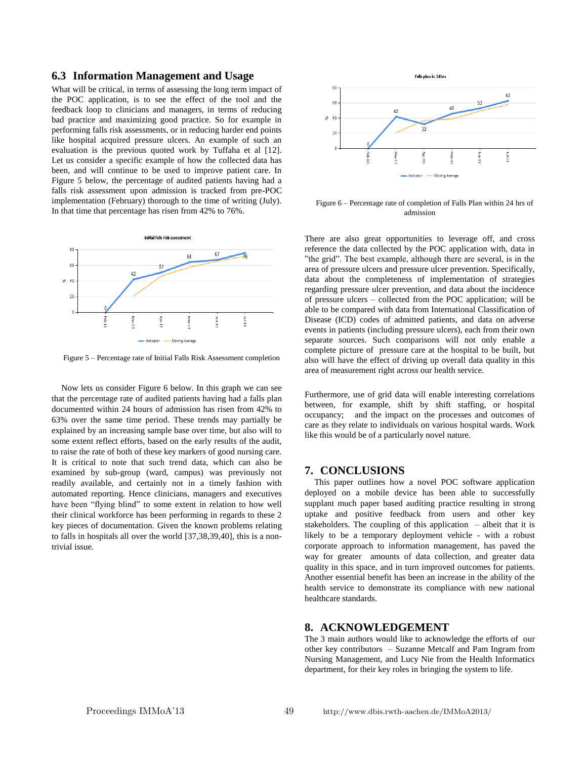### 6.3 Information Management and Usage

What will be critical, in terms of assessing the long term impact of the POC application, is to see the effect of the tool and the feedback loop to clinicians and managers, in terms of reducing bad practice and maximizing good practice. So for example in performing falls risk assessments, or in reducing harder end points like hospital acquired pressure ulcers. An example of such an evaluation is the previous quoted work by Tuffaha et al [12]. Let us consider a specific example of how the collected data has been, and will continue to be used to improve patient care. In Figure 5 below, the percentage of audited patients having had a falls risk assessment upon admission is tracked from pre-POC implementation (February) thorough to the time of writing (July). In that time that percentage has risen from 42% to 76%.

Figure 5 – Percentage rate of Initial Falls Risk Assessment completion

Now lets us consider Figure 6 below. In this graph we can see that the percentage rate of audited patients having had a falls plan documented within 24 hours of admission has risen from 42% to 63% over the same time period. These trends may partially be explained by an increasing sample base over time, but also will to some extent reflect efforts, based on the early results of the audit, to raise the rate of both of these key markers of good nursing care. It is critical to note that such trend data, which can also be examined by sub-group (ward, campus) was previously not readily available, and certainly not in a timely fashion with automated reporting. Hence clinicians, managers and executives have been "flying blind" to some extent in relation to how well their clinical workforce has been performing in regards to these 2 key pieces of documentation. Given the known problems relating to falls in hospitals all over the world [37,38,39,40], this is a non-trivial issue.

Figure 6 – Percentage rate of completion of Falls Plan within 24 hrs of admission

There are also great opportunities to leverage off, and cross reference the data collected by the POC application with, data in "the grid". The best example, although there are several, is in the area of pressure ulcers and pressure ulcer prevention. Specifically, data about the completeness of implementation of strategies regarding pressure ulcer prevention, and data about the incidence of pressure ulcers – collected from the POC application; will be able to be compared with data from International Classification of Disease (ICD) codes of admitted patients, and data on adverse events in patients (including pressure ulcers), each from their own separate sources. Such comparisons will not only enable a complete picture of pressure care at the hospital to be built, but also will have the effect of driving up overall data quality in this area of measurement right across our health service.

Furthermore, use of grid data will enable interesting correlations between, for example, shift by shift staffing, or hospital occupancy; and the impact on the processes and outcomes of care as they relate to individuals on various hospital wards. Work like this would be of a particularly novel nature.

## 7. CONCLUSIONS

This paper outlines how a novel POC software application deployed on a mobile device has been able to successfully supplant much paper based auditing practice resulting in strong uptake and positive feedback from users and other key stakeholders. The coupling of this application – albeit that it is likely to be a temporary deployment vehicle - with a robust corporate approach to information management, has paved the way for greater amounts of data collection, and greater data quality in this space, and in turn improved outcomes for patients. Another essential benefit has been an increase in the ability of the health service to demonstrate its compliance with new national healthcare standards.

## 8. ACKNOWLEDGEMENT

The 3 main authors would like to acknowledge the efforts of our other key contributors – Suzanne Metcalf and Pam Ingram from Nursing Management, and Lucy Nie from the Health Informatics department, for their key roles in bringing the system to life.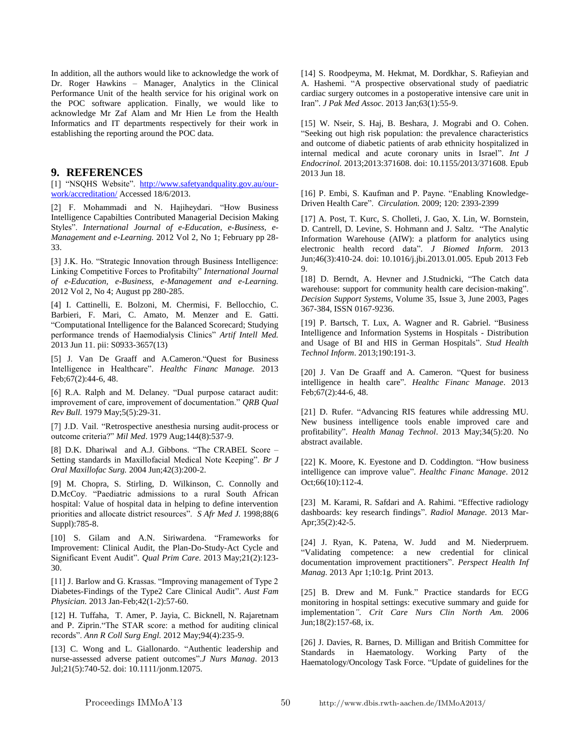In addition, all the authors would like to acknowledge the work of Dr. Roger Hawkins – Manager, Analytics in the Clinical Performance Unit of the health service for his original work on the POC software application. Finally, we would like to acknowledge Mr Zaf Alam and Mr Hien Le from the Health Informatics and IT departments respectively for their work in establishing the reporting around the POC data.

## 9. REFERENCES

[1] "NSQHS Website". http://www.safetyandquality.gov.au/our-work/accreditation/ Accessed 18/6/2013.

[2] F. Mohammadi and N. Hajiheydari. "How Business Intelligence Capabilties Contributed Managerial Decision Making Styles". *International Journal of e-Education, e-Business, e-Management and e-Learning.* 2012 Vol 2, No 1; February pp 28-33.

[3] J.K. Ho. "Strategic Innovation through Business Intelligence: Linking Competitive Forces to Profitabilty" *International Journal of e-Education, e-Business, e-Management and e-Learning.* 2012 Vol 2, No 4; August pp 280-285.

[4] I. Cattinelli, E. Bolzoni, M. Chermisi, F. Bellocchio, C. Barbieri, F. Mari, C. Amato, M. Menzer and E. Gatti. "Computational Intelligence for the Balanced Scorecard; Studying performance trends of Haemodialysis Clinics" *Artif Intell Med.* 2013 Jun 11. pii: S0933-3657(13)

[5] J. Van De Graaff and A.Cameron."Quest for Business Intelligence in Healthcare". *Healthc Financ Manage.* 2013 Feb;67(2):44-6, 48.

[6] R.A. Ralph and M. Delaney. "Dual purpose cataract audit: improvement of care, improvement of documentation." *QRB Qual Rev Bull.* 1979 May;5(5):29-31.

[7] J.D. Vail. "Retrospective anesthesia nursing audit-process or outcome criteria?" *Mil Med*. 1979 Aug;144(8):537-9.

[8] D.K. Dhariwal and A.J. Gibbons. "The CRABEL Score – Setting standards in Maxillofacial Medical Note Keeping". *Br J Oral Maxillofac Surg.* 2004 Jun;42(3):200-2.

[9] M. Chopra, S. Stirling, D. Wilkinson, C. Connolly and D.McCoy. "Paediatric admissions to a rural South African hospital: Value of hospital data in helping to define intervention priorities and allocate district resources". *S Afr Med J.* 1998;88(6 Suppl):785-8.

[10] S. Gilam and A.N. Siriwardena. "Frameworks for Improvement: Clinical Audit, the Plan-Do-Study-Act Cycle and Significant Event Audit". *Qual Prim Care*. 2013 May;21(2):123-30.

[11] J. Barlow and G. Krassas. "Improving management of Type 2 Diabetes-Findings of the Type2 Care Clinical Audit". *Aust Fam Physician.* 2013 Jan-Feb;42(1-2):57-60.

[12] H. Tuffaha, T. Amer, P. Jayia, C. Bicknell, N. Rajaretnam and P. Ziprin."The STAR score: a method for auditing clinical records". *Ann R Coll Surg Engl.* 2012 May;94(4):235-9.

[13] C. Wong and L. Giallonardo. "Authentic leadership and nurse-assessed adverse patient outcomes".*J Nurs Manag*. 2013 Jul;21(5):740-52. doi: 10.1111/jonm.12075.

[14] S. Roodpeyma, M. Hekmat, M. Dordkhar, S. Rafieyian and A. Hashemi. "A prospective observational study of paediatric cardiac surgery outcomes in a postoperative intensive care unit in Iran". *J Pak Med Assoc*. 2013 Jan;63(1):55-9.

[15] W. Nseir, S. Haj, B. Beshara, J. Mograbi and O. Cohen. "Seeking out high risk population: the prevalence characteristics and outcome of diabetic patients of arab ethnicity hospitalized in internal medical and acute coronary units in Israel". *Int J Endocrinol.* 2013;2013:371608. doi: 10.1155/2013/371608. Epub 2013 Jun 18.

[16] P. Embi, S. Kaufman and P. Payne. "Enabling Knowledge-Driven Health Care". *Circulation.* 2009; 120: 2393-2399

[17] A. Post, T. Kurc, S. Cholleti, J. Gao, X. Lin, W. Bornstein, D. Cantrell, D. Levine, S. Hohmann and J. Saltz. "The Analytic Information Warehouse (AIW): a platform for analytics using electronic health record data". *J Biomed Inform*. 2013 Jun;46(3):410-24. doi: 10.1016/j.jbi.2013.01.005. Epub 2013 Feb 9.

[18] D. Berndt, A. Hevner and J.Studnicki, "The Catch data warehouse: support for community health care decision-making". *Decision Support Systems*, Volume 35, Issue 3, June 2003, Pages 367-384, ISSN 0167-9236.

[19] P. Bartsch, T. Lux, A. Wagner and R. Gabriel. "Business Intelligence and Information Systems in Hospitals - Distribution and Usage of BI and HIS in German Hospitals". *Stud Health Technol Inform*. 2013;190:191-3.

[20] J. Van De Graaff and A. Cameron. "Quest for business intelligence in health care". *Healthc Financ Manage*. 2013 Feb;67(2):44-6, 48.

[21] D. Rufer. "Advancing RIS features while addressing MU. New business intelligence tools enable improved care and profitability". *Health Manag Technol*. 2013 May;34(5):20. No abstract available.

[22] K. Moore, K. Eyestone and D. Coddington. "How business intelligence can improve value". *Healthc Financ Manage*. 2012 Oct;66(10):112-4.

[23] M. Karami, R. Safdari and A. Rahimi. "Effective radiology dashboards: key research findings". *Radiol Manage.* 2013 Mar-Apr;35(2):42-5.

[24] J. Ryan, K. Patena, W. Judd and M. Niederpruem. "Validating competence: a new credential for clinical documentation improvement practitioners". *Perspect Health Inf Manag.* 2013 Apr 1;10:1g. Print 2013.

[25] B. Drew and M. Funk." Practice standards for ECG monitoring in hospital settings: executive summary and guide for implementation". *Crit Care Nurs Clin North Am.* 2006 Jun;18(2):157-68, ix.

[26] J. Davies, R. Barnes, D. Milligan and British Committee for Standards in Haematology. Working Party of the Haematology/Oncology Task Force. "Update of guidelines for the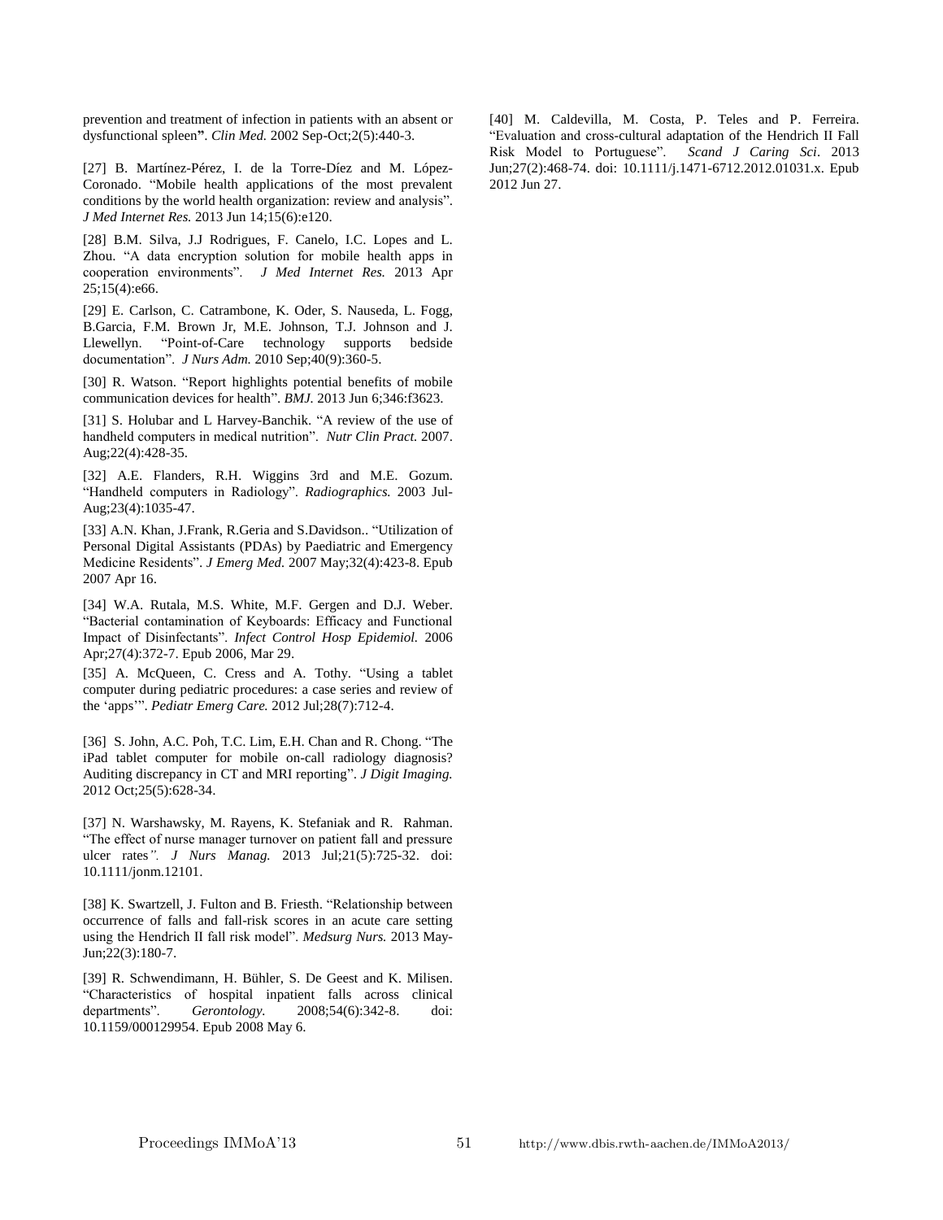prevention and treatment of infection in patients with an absent or dysfunctional spleen**"**. *Clin Med.* 2002 Sep-Oct;2(5):440-3.

[27] B. Martínez-Pérez, I. de la Torre-Díez and M. López-Coronado. "Mobile health applications of the most prevalent conditions by the world health organization: review and analysis". *J Med Internet Res.* 2013 Jun 14;15(6):e120.

[28] B.M. Silva, J.J Rodrigues, F. Canelo, I.C. Lopes and L. Zhou. "A data encryption solution for mobile health apps in cooperation environments". *J Med Internet Res.* 2013 Apr 25;15(4):e66.

[29] E. Carlson, C. Catrambone, K. Oder, S. Nauseda, L. Fogg, B.Garcia, F.M. Brown Jr, M.E. Johnson, T.J. Johnson and J. Llewellyn. "Point-of-Care technology supports bedside documentation". *J Nurs Adm.* 2010 Sep;40(9):360-5.

[30] R. Watson. "Report highlights potential benefits of mobile communication devices for health". *BMJ.* 2013 Jun 6;346:f3623.

[31] S. Holubar and L Harvey-Banchik. "A review of the use of handheld computers in medical nutrition". *Nutr Clin Pract.* 2007. Aug;22(4):428-35.

[32] A.E. Flanders, R.H. Wiggins 3rd and M.E. Gozum. "Handheld computers in Radiology". *Radiographics.* 2003 Jul-Aug;23(4):1035-47.

[33] A.N. Khan, J.Frank, R.Geria and S.Davidson.. "Utilization of Personal Digital Assistants (PDAs) by Paediatric and Emergency Medicine Residents". *J Emerg Med.* 2007 May;32(4):423-8. Epub 2007 Apr 16.

[34] W.A. Rutala, M.S. White, M.F. Gergen and D.J. Weber. "Bacterial contamination of Keyboards: Efficacy and Functional Impact of Disinfectants". *Infect Control Hosp Epidemiol.* 2006 Apr;27(4):372-7. Epub 2006, Mar 29.

[35] A. McQueen, C. Cress and A. Tothy. "Using a tablet computer during pediatric procedures: a case series and review of the 'apps'". *Pediatr Emerg Care.* 2012 Jul;28(7):712-4.

[36] S. John, A.C. Poh, T.C. Lim, E.H. Chan and R. Chong. "The iPad tablet computer for mobile on-call radiology diagnosis? Auditing discrepancy in CT and MRI reporting". *J Digit Imaging.* 2012 Oct;25(5):628-34.

[37] N. Warshawsky, M. Rayens, K. Stefaniak and R. Rahman. "The effect of nurse manager turnover on patient fall and pressure ulcer rates*".* *J Nurs Manag.* 2013 Jul;21(5):725-32. doi: 10.1111/jonm.12101.

[38] K. Swartzell, J. Fulton and B. Friesth. "Relationship between occurrence of falls and fall-risk scores in an acute care setting using the Hendrich II fall risk model". *Medsurg Nurs.* 2013 May-Jun;22(3):180-7.

[39] R. Schwendimann, H. Bühler, S. De Geest and K. Milisen. "Characteristics of hospital inpatient falls across clinical departments". *Gerontology.* 2008;54(6):342-8. doi: 10.1159/000129954. Epub 2008 May 6.

[40] M. Caldevilla, M. Costa, P. Teles and P. Ferreira. "Evaluation and cross-cultural adaptation of the Hendrich II Fall Risk Model to Portuguese". *Scand J Caring Sci*. 2013 Jun;27(2):468-74. doi: 10.1111/j.1471-6712.2012.01031.x. Epub 2012 Jun 27.